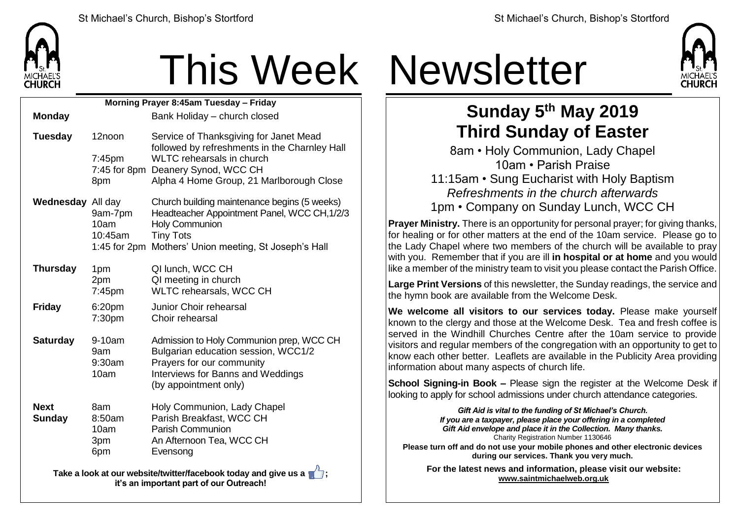# This Week Newsletter

**Morning Prayer 8:45am Tuesday – Friday**

| | | |
|---|---|---|
| **Monday** | | Bank Holiday – church closed |
| **Tuesday** | 12noon | Service of Thanksgiving for Janet Mead followed by refreshments in the Charnley Hall |
| | 7:45pm | WLTC rehearsals in church |
| | 7:45 for 8pm | Deanery Synod, WCC CH |
| | 8pm | Alpha 4 Home Group, 21 Marlborough Close |
| **Wednesday** | All day | Church building maintenance begins (5 weeks) |
| | 9am-7pm | Headteacher Appointment Panel, WCC CH,1/2/3 |
| | 10am | Holy Communion |
| | 10:45am | Tiny Tots |
| | 1:45 for 2pm | Mothers' Union meeting, St Joseph's Hall |
| **Thursday** | 1pm | QI lunch, WCC CH |
| | 2pm | QI meeting in church |
| | 7:45pm | WLTC rehearsals, WCC CH |
| **Friday** | 6:20pm | Junior Choir rehearsal |
| | 7:30pm | Choir rehearsal |
| **Saturday** | 9-10am | Admission to Holy Communion prep, WCC CH |
| | 9am | Bulgarian education session, WCC1/2 |
| | 9:30am | Prayers for our community |
| | 10am | Interviews for Banns and Weddings (by appointment only) |
| **Next Sunday** | 8am | Holy Communion, Lady Chapel |
| | 8:50am | Parish Breakfast, WCC CH |
| | 10am | Parish Communion |
| | 3pm | An Afternoon Tea, WCC CH |
| | 6pm | Evensong |

**Take a look at our website/twitter/facebook today and give us a 👍; it's an important part of our Outreach!**

## Sunday 5th May 2019
## Third Sunday of Easter

8am • Holy Communion, Lady Chapel
10am • Parish Praise
11:15am • Sung Eucharist with Holy Baptism
*Refreshments in the church afterwards*
1pm • Company on Sunday Lunch, WCC CH

**Prayer Ministry.** There is an opportunity for personal prayer; for giving thanks, for healing or for other matters at the end of the 10am service. Please go to the Lady Chapel where two members of the church will be available to pray with you. Remember that if you are ill **in hospital or at home** and you would like a member of the ministry team to visit you please contact the Parish Office.

**Large Print Versions** of this newsletter, the Sunday readings, the service and the hymn book are available from the Welcome Desk.

**We welcome all visitors to our services today.** Please make yourself known to the clergy and those at the Welcome Desk. Tea and fresh coffee is served in the Windhill Churches Centre after the 10am service to provide visitors and regular members of the congregation with an opportunity to get to know each other better. Leaflets are available in the Publicity Area providing information about many aspects of church life.

**School Signing-in Book –** Please sign the register at the Welcome Desk if looking to apply for school admissions under church attendance categories.

***Gift Aid is vital to the funding of St Michael's Church. If you are a taxpayer, please place your offering in a completed Gift Aid envelope and place it in the Collection. Many thanks.***
Charity Registration Number 1130646

**Please turn off and do not use your mobile phones and other electronic devices during our services. Thank you very much.**

**For the latest news and information, please visit our website: www.saintmichaelweb.org.uk**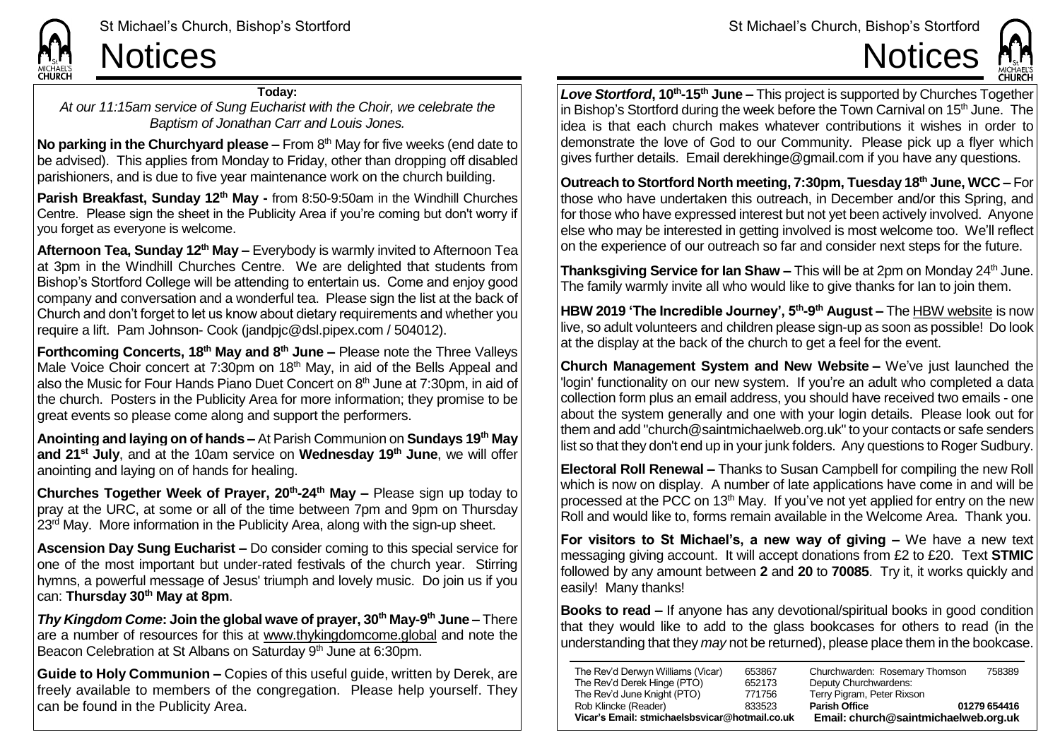# Notices

**Today:**

*At our 11:15am service of Sung Eucharist with the Choir, we celebrate the Baptism of Jonathan Carr and Louis Jones.*

**No parking in the Churchyard please –** From 8th May for five weeks (end date to be advised). This applies from Monday to Friday, other than dropping off disabled parishioners, and is due to five year maintenance work on the church building.

**Parish Breakfast, Sunday 12th May -** from 8:50-9:50am in the Windhill Churches Centre. Please sign the sheet in the Publicity Area if you're coming but don't worry if you forget as everyone is welcome.

**Afternoon Tea, Sunday 12th May –** Everybody is warmly invited to Afternoon Tea at 3pm in the Windhill Churches Centre. We are delighted that students from Bishop's Stortford College will be attending to entertain us. Come and enjoy good company and conversation and a wonderful tea. Please sign the list at the back of Church and don't forget to let us know about dietary requirements and whether you require a lift. Pam Johnson- Cook (jandpjc@dsl.pipex.com / 504012).

**Forthcoming Concerts, 18th May and 8th June –** Please note the Three Valleys Male Voice Choir concert at 7:30pm on 18th May, in aid of the Bells Appeal and also the Music for Four Hands Piano Duet Concert on 8th June at 7:30pm, in aid of the church. Posters in the Publicity Area for more information; they promise to be great events so please come along and support the performers.

**Anointing and laying on of hands –** At Parish Communion on **Sundays 19th May and 21st July**, and at the 10am service on **Wednesday 19th June**, we will offer anointing and laying on of hands for healing.

**Churches Together Week of Prayer, 20th-24th May –** Please sign up today to pray at the URC, at some or all of the time between 7pm and 9pm on Thursday 23rd May. More information in the Publicity Area, along with the sign-up sheet.

**Ascension Day Sung Eucharist –** Do consider coming to this special service for one of the most important but under-rated festivals of the church year. Stirring hymns, a powerful message of Jesus' triumph and lovely music. Do join us if you can: **Thursday 30th May at 8pm**.

***Thy Kingdom Come*: Join the global wave of prayer, 30th May-9th June –** There are a number of resources for this at www.thykingdomcome.global and note the Beacon Celebration at St Albans on Saturday 9th June at 6:30pm.

**Guide to Holy Communion –** Copies of this useful guide, written by Derek, are freely available to members of the congregation. Please help yourself. They can be found in the Publicity Area.

***Love Stortford*, 10th-15th June –** This project is supported by Churches Together in Bishop's Stortford during the week before the Town Carnival on 15th June. The idea is that each church makes whatever contributions it wishes in order to demonstrate the love of God to our Community. Please pick up a flyer which gives further details. Email derekhinge@gmail.com if you have any questions.

**Outreach to Stortford North meeting, 7:30pm, Tuesday 18th June, WCC –** For those who have undertaken this outreach, in December and/or this Spring, and for those who have expressed interest but not yet been actively involved. Anyone else who may be interested in getting involved is most welcome too. We'll reflect on the experience of our outreach so far and consider next steps for the future.

**Thanksgiving Service for Ian Shaw –** This will be at 2pm on Monday 24th June. The family warmly invite all who would like to give thanks for Ian to join them.

**HBW 2019 'The Incredible Journey', 5th-9th August –** The HBW website is now live, so adult volunteers and children please sign-up as soon as possible! Do look at the display at the back of the church to get a feel for the event.

**Church Management System and New Website –** We've just launched the 'login' functionality on our new system. If you're an adult who completed a data collection form plus an email address, you should have received two emails - one about the system generally and one with your login details. Please look out for them and add "church@saintmichaelweb.org.uk" to your contacts or safe senders list so that they don't end up in your junk folders. Any questions to Roger Sudbury.

**Electoral Roll Renewal –** Thanks to Susan Campbell for compiling the new Roll which is now on display. A number of late applications have come in and will be processed at the PCC on 13th May. If you've not yet applied for entry on the new Roll and would like to, forms remain available in the Welcome Area. Thank you.

**For visitors to St Michael's, a new way of giving –** We have a new text messaging giving account. It will accept donations from £2 to £20. Text **STMIC** followed by any amount between **2** and **20** to **70085**. Try it, it works quickly and easily! Many thanks!

**Books to read –** If anyone has any devotional/spiritual books in good condition that they would like to add to the glass bookcases for others to read (in the understanding that they *may* not be returned), please place them in the bookcase.

| | | | |
|---|---|---|---|
| The Rev'd Derwyn Williams (Vicar) | 653867 | Churchwarden: Rosemary Thomson | 758389 |
| The Rev'd Derek Hinge (PTO) | 652173 | Deputy Churchwardens: | |
| The Rev'd June Knight (PTO) | 771756 | Terry Pigram, Peter Rixson | |
| Rob Klincke (Reader) | 833523 | **Parish Office** | **01279 654416** |
| **Vicar's Email: stmichaelsbsvicar@hotmail.co.uk** | | **Email: church@saintmichaelweb.org.uk** | |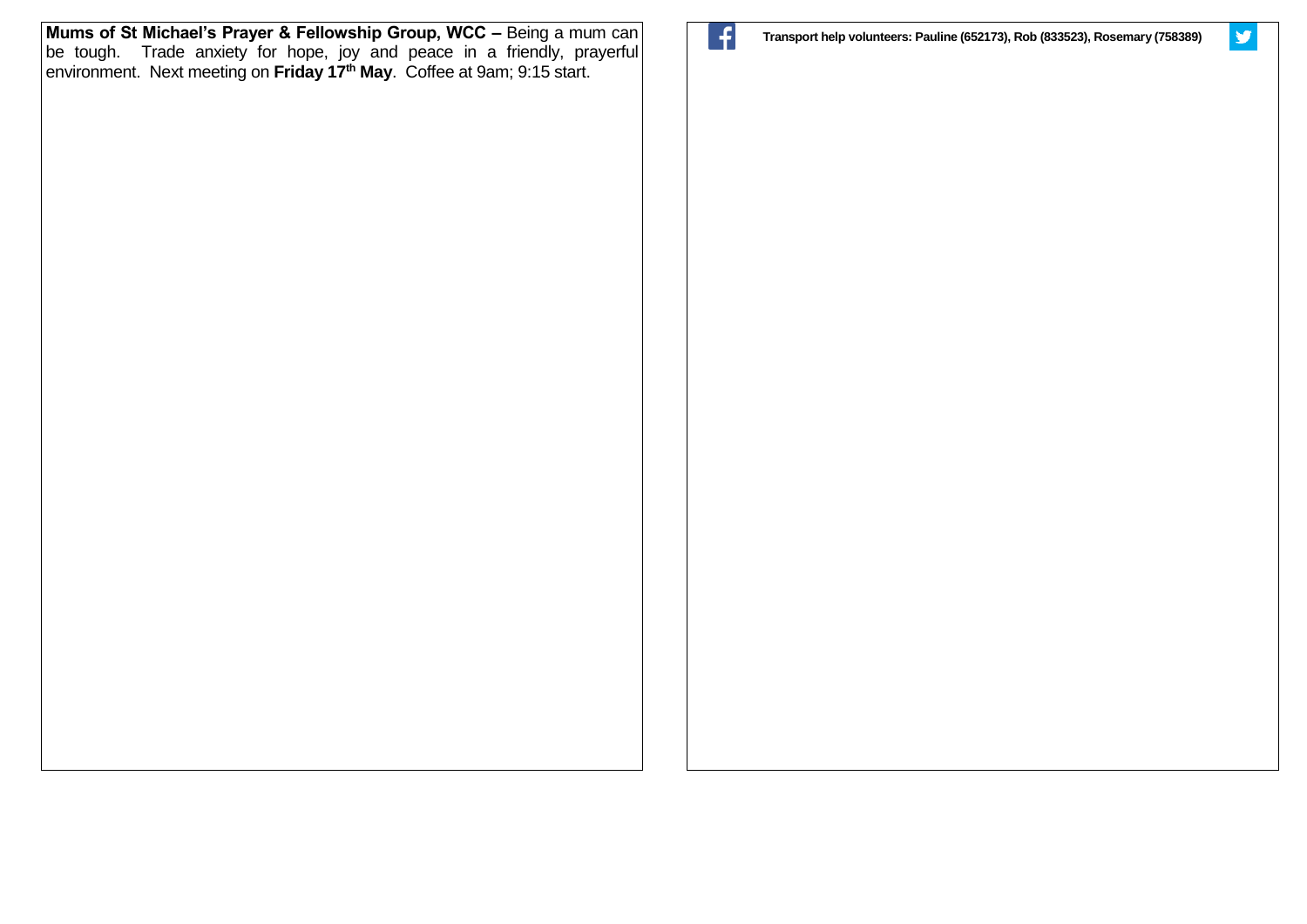**Mums of St Michael's Prayer & Fellowship Group, WCC –** Being a mum can be tough. Trade anxiety for hope, joy and peace in a friendly, prayerful environment. Next meeting on **Friday 17th May**. Coffee at 9am; 9:15 start.

**Transport help volunteers: Pauline (652173), Rob (833523), Rosemary (758389)**